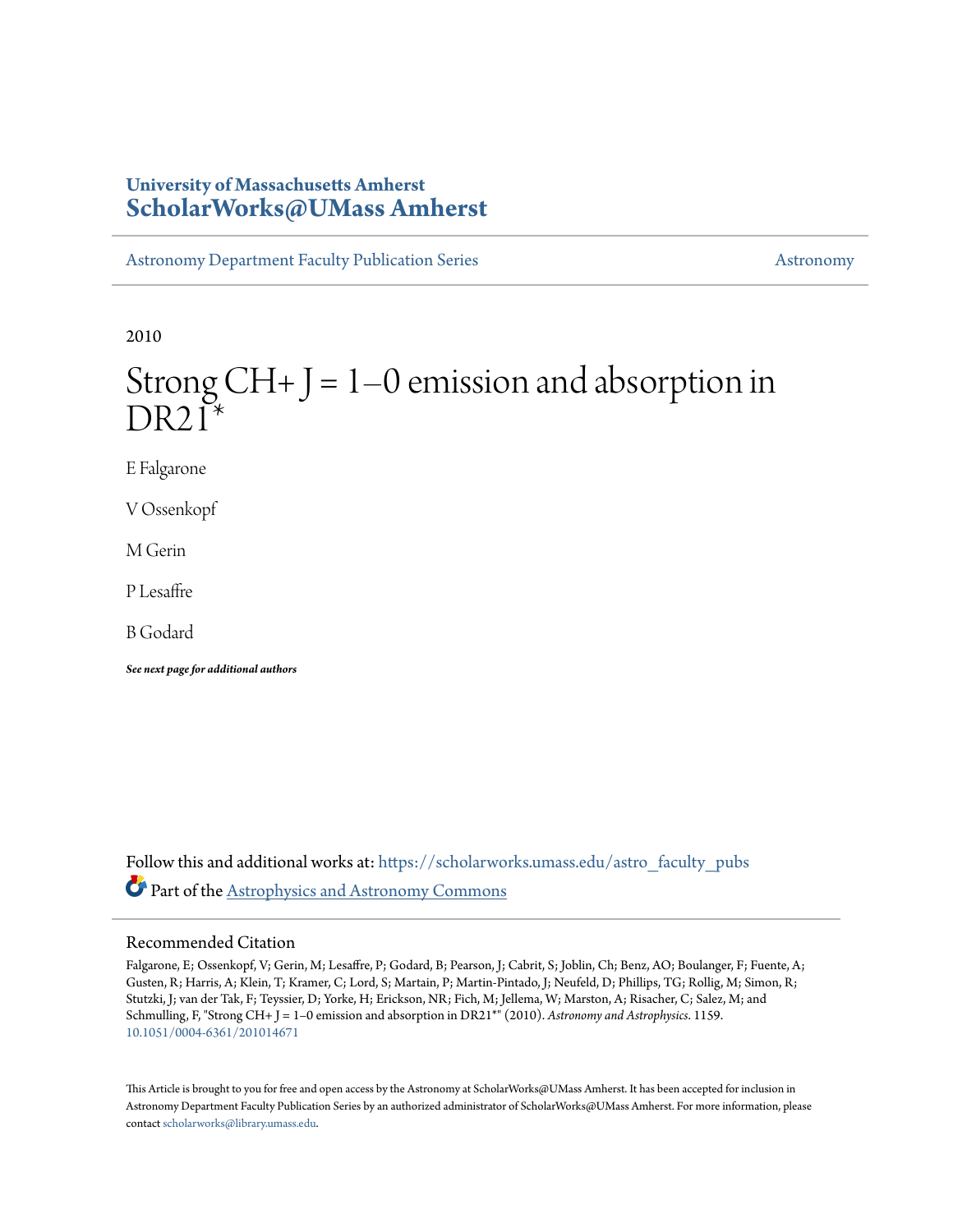**University of Massachusetts Amherst**
**ScholarWorks@UMass Amherst**

Astronomy Department Faculty Publication Series | Astronomy

2010

# Strong CH+ J = 1–0 emission and absorption in DR21*

E Falgarone

V Ossenkopf

M Gerin

P Lesaffre

B Godard

*See next page for additional authors*

Follow this and additional works at: https://scholarworks.umass.edu/astro_faculty_pubs

Part of the Astrophysics and Astronomy Commons

## Recommended Citation

Falgarone, E; Ossenkopf, V; Gerin, M; Lesaffre, P; Godard, B; Pearson, J; Cabrit, S; Joblin, Ch; Benz, AO; Boulanger, F; Fuente, A; Gusten, R; Harris, A; Klein, T; Kramer, C; Lord, S; Martain, P; Martin-Pintado, J; Neufeld, D; Phillips, TG; Rollig, M; Simon, R; Stutzki, J; van der Tak, F; Teyssier, D; Yorke, H; Erickson, NR; Fich, M; Jellema, W; Marston, A; Risacher, C; Salez, M; and Schmulling, F, "Strong CH+ J = 1–0 emission and absorption in DR21*" (2010). *Astronomy and Astrophysics*. 1159.
10.1051/0004-6361/201014671

This Article is brought to you for free and open access by the Astronomy at ScholarWorks@UMass Amherst. It has been accepted for inclusion in Astronomy Department Faculty Publication Series by an authorized administrator of ScholarWorks@UMass Amherst. For more information, please contact scholarworks@library.umass.edu.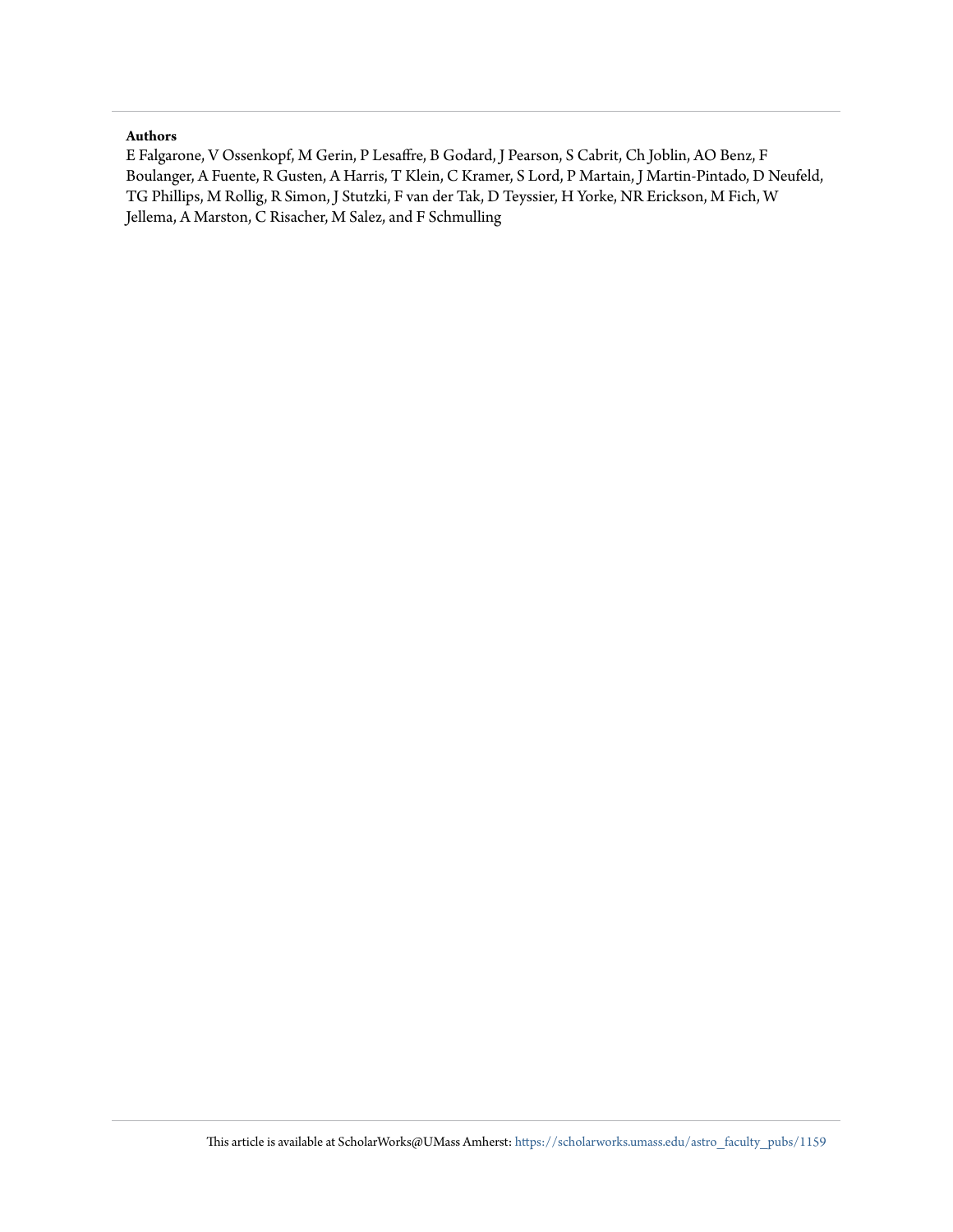**Authors**

E Falgarone, V Ossenkopf, M Gerin, P Lesaffre, B Godard, J Pearson, S Cabrit, Ch Joblin, AO Benz, F Boulanger, A Fuente, R Gusten, A Harris, T Klein, C Kramer, S Lord, P Martain, J Martin-Pintado, D Neufeld, TG Phillips, M Rollig, R Simon, J Stutzki, F van der Tak, D Teyssier, H Yorke, NR Erickson, M Fich, W Jellema, A Marston, C Risacher, M Salez, and F Schmulling

This article is available at ScholarWorks@UMass Amherst: https://scholarworks.umass.edu/astro_faculty_pubs/1159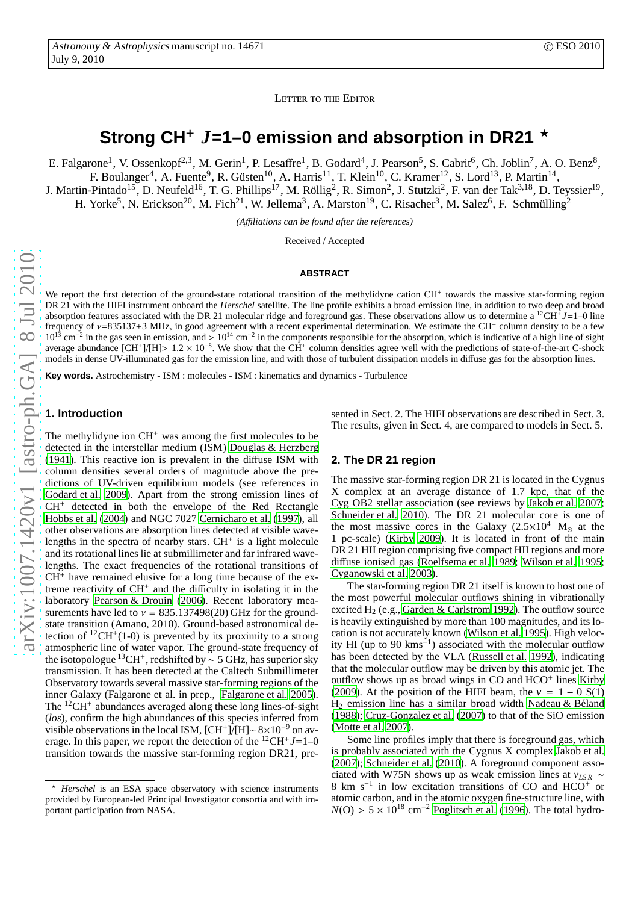LETTER TO THE EDITOR

# Strong $CH^+$ $J$=1–0 emission and absorption in DR21 ⋆

E. Falgarone[1], V. Ossenkopf[2,3], M. Gerin[1], P. Lesaffre[1], B. Godard[4], J. Pearson[5], S. Cabrit[6], Ch. Joblin[7], A. O. Benz[8], F. Boulanger[4], A. Fuente[9], R. Güsten[10], A. Harris[11], T. Klein[10], C. Kramer[12], S. Lord[13], P. Martin[14], J. Martin-Pintado[15], D. Neufeld[16], T. G. Phillips[17], M. Röllig[2], R. Simon[2], J. Stutzki[2], F. van der Tak[3,18], D. Teyssier[19], H. Yorke[5], N. Erickson[20], M. Fich[21], W. Jellema[3], A. Marston[19], C. Risacher[3], M. Salez[6], F. Schmülling[2]

*(Affiliations can be found after the references)*

Received / Accepted

**ABSTRACT**

We report the first detection of the ground-state rotational transition of the methylidyne cation $CH^+$ towards the massive star-forming region DR 21 with the HIFI instrument onboard the *Herschel* satellite. The line profile exhibits a broad emission line, in addition to two deep and broad absorption features associated with the DR 21 molecular ridge and foreground gas. These observations allow us to determine a $^{12}CH^+$ $J$=1–0 line frequency of $\nu$=835137±3 MHz, in good agreement with a recent experimental determination. We estimate the $CH^+$ column density to be a few $10^{13}$ cm$^{-2}$ in the gas seen in emission, and $> 10^{14}$ cm$^{-2}$ in the components responsible for the absorption, which is indicative of a high line of sight average abundance $[CH^+]/[H] > 1.2 \times 10^{-8}$. We show that the $CH^+$ column densities agree well with the predictions of state-of-the-art C-shock models in dense UV-illuminated gas for the emission line, and with those of turbulent dissipation models in diffuse gas for the absorption lines.

**Key words.** Astrochemistry - ISM : molecules - ISM : kinematics and dynamics - Turbulence

## 1. Introduction

The methylidyne ion $CH^+$ was among the first molecules to be detected in the interstellar medium (ISM) Douglas & Herzberg (1941). This reactive ion is prevalent in the diffuse ISM with column densities several orders of magnitude above the predictions of UV-driven equilibrium models (see references in Godard et al. 2009). Apart from the strong emission lines of $CH^+$ detected in both the envelope of the Red Rectangle Hobbs et al. (2004) and NGC 7027 Cernicharo et al. (1997), all other observations are absorption lines detected at visible wavelengths in the spectra of nearby stars. $CH^+$ is a light molecule and its rotational lines lie at submillimeter and far infrared wavelengths. The exact frequencies of the rotational transitions of $CH^+$ have remained elusive for a long time because of the extreme reactivity of $CH^+$ and the difficulty in isolating it in the laboratory Pearson & Drouin (2006). Recent laboratory measurements have led to $\nu$ = 835.137498(20) GHz for the ground-state transition (Amano, 2010). Ground-based astronomical detection of $^{12}CH^+$(1-0) is prevented by its proximity to a strong atmospheric line of water vapor. The ground-state frequency of the isotopologue $^{13}CH^+$, redshifted by ~ 5 GHz, has superior sky transmission. It has been detected at the Caltech Submillimeter Observatory towards several massive star-forming regions of the inner Galaxy (Falgarone et al. in prep., Falgarone et al. 2005). The $^{12}CH^+$ abundances averaged along these long lines-of-sight (*los*), confirm the high abundances of this species inferred from visible observations in the local ISM, $[CH^+]/[H] \sim 8\times10^{-9}$ on average. In this paper, we report the detection of the $^{12}CH^+$ $J$=1–0 transition towards the massive star-forming region DR21, presented in Sect. 2. The HIFI observations are described in Sect. 3. The results, given in Sect. 4, are compared to models in Sect. 5.

## 2. The DR 21 region

The massive star-forming region DR 21 is located in the Cygnus X complex at an average distance of 1.7 kpc, that of the Cyg OB2 stellar association (see reviews by Jakob et al. 2007; Schneider et al. 2010). The DR 21 molecular core is one of the most massive cores in the Galaxy ($2.5\times10^4$ $M_\odot$ at the 1 pc-scale) (Kirby 2009). It is located in front of the main DR 21 HII region comprising five compact HII regions and more diffuse ionised gas (Roelfsema et al. 1989; Wilson et al. 1995; Cyganowski et al. 2003).

The star-forming region DR 21 itself is known to host one of the most powerful molecular outflows shining in vibrationally excited $H_2$ (e.g., Garden & Carlstrom 1992). The outflow source is heavily extinguished by more than 100 magnitudes, and its location is not accurately known (Wilson et al. 1995). High velocity HI (up to 90 kms$^{-1}$) associated with the molecular outflow has been detected by the VLA (Russell et al. 1992), indicating that the molecular outflow may be driven by this atomic jet. The outflow shows up as broad wings in CO and $HCO^+$ lines Kirby (2009). At the position of the HIFI beam, the $v$ = 1 − 0 S(1) $H_2$ emission line has a similar broad width Nadeau & Béland (1988); Cruz-Gonzalez et al. (2007) to that of the SiO emission (Motte et al. 2007).

Some line profiles imply that there is foreground gas, which is probably associated with the Cygnus X complex Jakob et al. (2007); Schneider et al. (2010). A foreground component associated with W75N shows up as weak emission lines at $v_{LSR}$ ~ 8 km s$^{-1}$ in low excitation transitions of CO and $HCO^+$ or atomic carbon, and in the atomic oxygen fine-structure line, with $N$(O) $> 5 \times 10^{18}$ cm$^{-2}$ Poglitsch et al. (1996). The total hydro-

---

⋆ *Herschel* is an ESA space observatory with science instruments provided by European-led Principal Investigator consortia and with important participation from NASA.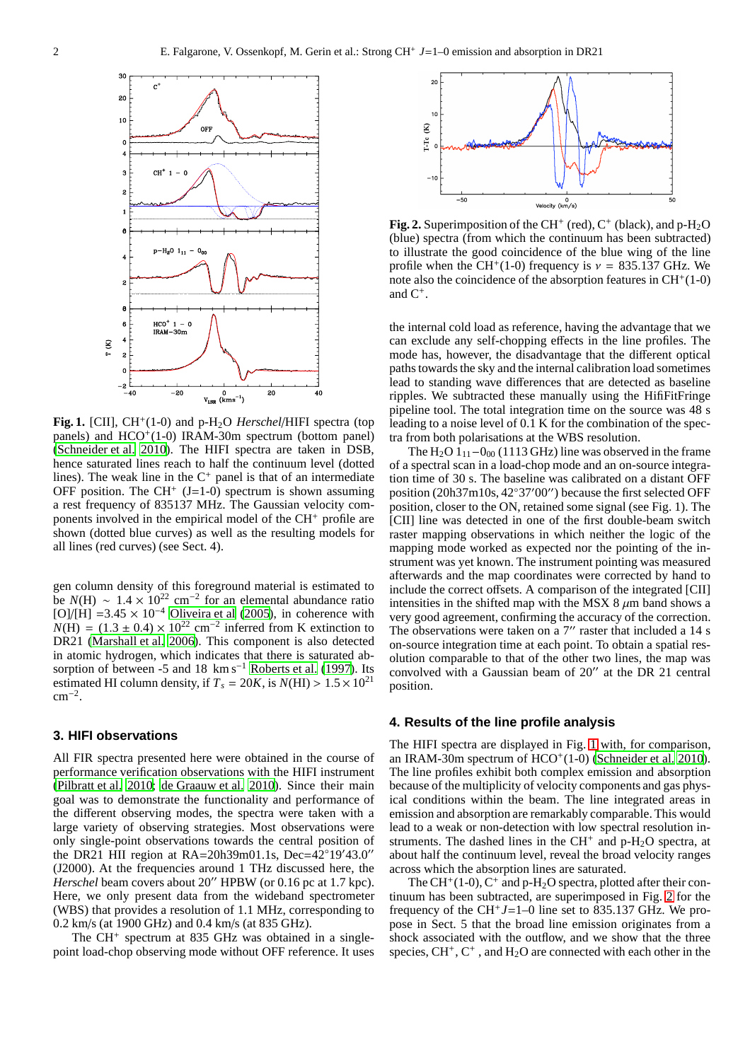**Fig. 1.** [CII], $CH^+$(1-0) and p-$H_2O$ *Herschel*/HIFI spectra (top panels) and $HCO^+$(1-0) IRAM-30m spectrum (bottom panel) (Schneider et al. 2010). The HIFI spectra are taken in DSB, hence saturated lines reach to half the continuum level (dotted lines). The weak line in the $C^+$ panel is that of an intermediate OFF position. The $CH^+$ (J=1-0) spectrum is shown assuming a rest frequency of 835137 MHz. The Gaussian velocity components involved in the empirical model of the $CH^+$ profile are shown (dotted blue curves) as well as the resulting models for all lines (red curves) (see Sect. 4).

**Fig. 2.** Superimposition of the $CH^+$ (red), $C^+$ (black), and p-$H_2O$ (blue) spectra (from which the continuum has been subtracted) to illustrate the good coincidence of the blue wing of the line profile when the $CH^+$(1-0) frequency is $\nu$ = 835.137 GHz. We note also the coincidence of the absorption features in $CH^+$(1-0) and $C^+$.

gen column density of this foreground material is estimated to be $N$(H) $\sim$ $1.4 \times 10^{22}$ cm$^{-2}$ for an elemental abundance ratio [O]/[H] =$3.45 \times 10^{-4}$ Oliveira et al (2005), in coherence with $N$(H) = $(1.3 \pm 0.4) \times 10^{22}$ cm$^{-2}$ inferred from K extinction to DR21 (Marshall et al. 2006). This component is also detected in atomic hydrogen, with indicates that there is saturated absorption of between -5 and 18 km s$^{-1}$ Roberts et al. (1997). Its estimated HI column density, if $T_s$ = 20$K$, is $N$(HI) > $1.5 \times 10^{21}$ cm$^{-2}$.

## 3. HIFI observations

All FIR spectra presented here were obtained in the course of performance verification observations with the HIFI instrument (Pilbratt et al. 2010; de Graauw et al. 2010). Since their main goal was to demonstrate the functionality and performance of the different observing modes, the spectra were taken with a large variety of observing strategies. Most observations were only single-point observations towards the central position of the DR21 HII region at RA=20h39m01.1s, Dec=42°19′43.0″ (J2000). At the frequencies around 1 THz discussed here, the *Herschel* beam covers about 20″ HPBW (or 0.16 pc at 1.7 kpc). Here, we only present data from the wideband spectrometer (WBS) that provides a resolution of 1.1 MHz, corresponding to 0.2 km/s (at 1900 GHz) and 0.4 km/s (at 835 GHz).

The $CH^+$ spectrum at 835 GHz was obtained in a single-point load-chop observing mode without OFF reference. It uses the internal cold load as reference, having the advantage that we can exclude any self-chopping effects in the line profiles. The mode has, however, the disadvantage that the different optical paths towards the sky and the internal calibration load sometimes lead to standing wave differences that are detected as baseline ripples. We subtracted these manually using the HifiFitFringe pipeline tool. The total integration time on the source was 48 s leading to a noise level of 0.1 K for the combination of the spectra from both polarisations at the WBS resolution.

The $H_2O$ $1_{11}-0_{00}$ (1113 GHz) line was observed in the frame of a spectral scan in a load-chop mode and an on-source integration time of 30 s. The baseline was calibrated on a distant OFF position (20h37m10s, 42°37′00″) because the first selected OFF position, closer to the ON, retained some signal (see Fig. 1). The [CII] line was detected in one of the first double-beam switch raster mapping observations in which neither the logic of the mapping mode worked as expected nor the pointing of the instrument was yet known. The instrument pointing was measured afterwards and the map coordinates were corrected by hand to include the correct offsets. A comparison of the integrated [CII] intensities in the shifted map with the MSX 8 $\mu$m band shows a very good agreement, confirming the accuracy of the correction. The observations were taken on a 7″ raster that included a 14 s on-source integration time at each point. To obtain a spatial resolution comparable to that of the other two lines, the map was convolved with a Gaussian beam of 20″ at the DR 21 central position.

## 4. Results of the line profile analysis

The HIFI spectra are displayed in Fig. 1 with, for comparison, an IRAM-30m spectrum of $HCO^+$(1-0) (Schneider et al. 2010). The line profiles exhibit both complex emission and absorption because of the multiplicity of velocity components and gas physical conditions within the beam. The line integrated areas in emission and absorption are remarkably comparable. This would lead to a weak or non-detection with low spectral resolution instruments. The dashed lines in the $CH^+$ and p-$H_2O$ spectra, at about half the continuum level, reveal the broad velocity ranges across which the absorption lines are saturated.

The $CH^+$(1-0), $C^+$ and p-$H_2O$ spectra, plotted after their continuum has been subtracted, are superimposed in Fig. 2 for the frequency of the $CH^+$ $J$=1–0 line set to 835.137 GHz. We propose in Sect. 5 that the broad line emission originates from a shock associated with the outflow, and we show that the three species, $CH^+$, $C^+$ , and $H_2O$ are connected with each other in the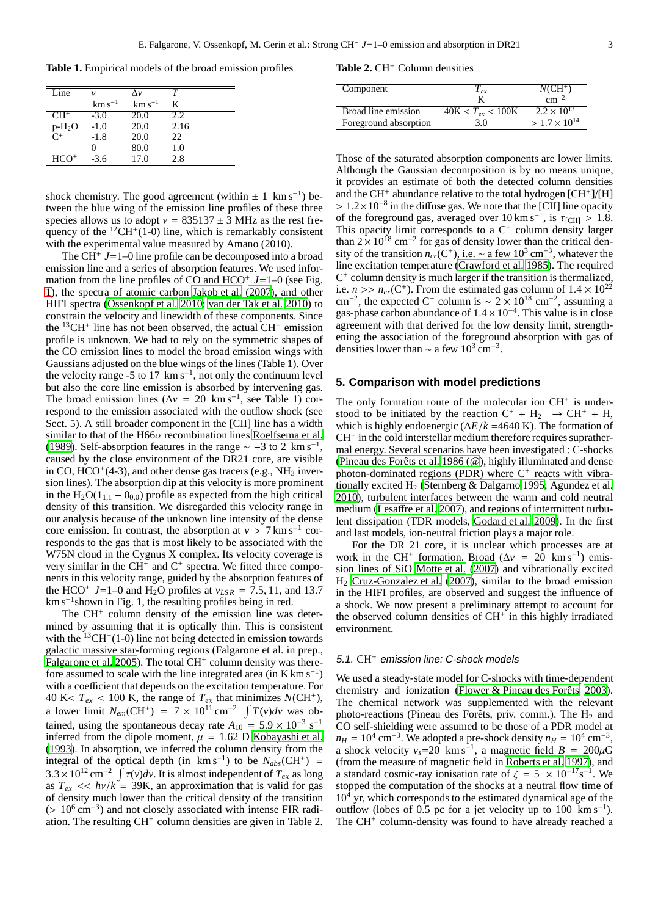**Table 1.** Empirical models of the broad emission profiles

| Line | $v$ | $\Delta v$ | $T$ |
| --- | --- | --- | --- |
| | $\mathrm{km\,s^{-1}}$ | $\mathrm{km\,s^{-1}}$ | K |
| $CH^+$ | -3.0 | 20.0 | 2.2 |
| p-$H_2O$ | -1.0 | 20.0 | 2.16 |
| $C^+$ | -1.8 | 20.0 | 22 |
| | 0 | 80.0 | 1.0 |
| $HCO^+$ | -3.6 | 17.0 | 2.8 |

shock chemistry. The good agreement (within $\pm$ 1 $\mathrm{km\,s^{-1}}$) between the blue wing of the emission line profiles of these three species allows us to adopt $\nu = 835137 \pm 3$ MHz as the rest frequency of the $^{12}CH^+$(1-0) line, which is remarkably consistent with the experimental value measured by Amano (2010).

The $CH^+$ $J$=1–0 line profile can be decomposed into a broad emission line and a series of absorption features. We used information from the line profiles of CO and $HCO^+$ $J$=1–0 (see Fig. 1), the spectra of atomic carbon Jakob et al. (2007), and other HIFI spectra (Ossenkopf et al. 2010; van der Tak et al. 2010) to constrain the velocity and linewidth of these components. Since the $^{13}CH^+$ line has not been observed, the actual $CH^+$ emission profile is unknown. We had to rely on the symmetric shapes of the CO emission lines to model the broad emission wings with Gaussians adjusted on the blue wings of the lines (Table 1). Over the velocity range -5 to 17 $\mathrm{km\,s^{-1}}$, not only the continuum level but also the core line emission is absorbed by intervening gas. The broad emission lines ($\Delta v$ = 20 $\mathrm{km\,s^{-1}}$, see Table 1) correspond to the emission associated with the outflow shock (see Sect. 5). A still broader component in the [CII] line has a width similar to that of the H66$\alpha$ recombination lines Roelfsema et al. (1989). Self-absorption features in the range $\sim -3$ to 2 $\mathrm{km\,s^{-1}}$, caused by the close environment of the DR21 core, are visible in CO, $HCO^+$(4-3), and other dense gas tracers (e.g., $NH_3$ inversion lines). The absorption dip at this velocity is more prominent in the $H_2O(1_{1,1}-0_{0,0})$ profile as expected from the high critical density of this transition. We disregarded this velocity range in our analysis because of the unknown line intensity of the dense core emission. In contrast, the absorption at $v > 7\,\mathrm{km\,s^{-1}}$ corresponds to the gas that is most likely to be associated with the W75N cloud in the Cygnus X complex. Its velocity coverage is very similar in the $CH^+$ and $C^+$ spectra. We fitted three components in this velocity range, guided by the absorption features of the $HCO^+$ $J$=1–0 and $H_2O$ profiles at $v_{LSR}$ = 7.5, 11, and 13.7 $\mathrm{km\,s^{-1}}$shown in Fig. 1, the resulting profiles being in red.

The $CH^+$ column density of the emission line was determined by assuming that it is optically thin. This is consistent with the $^{13}CH^+$(1-0) line not being detected in emission towards galactic massive star-forming regions (Falgarone et al. in prep., Falgarone et al. 2005). The total $CH^+$ column density was therefore assumed to scale with the line integrated area (in $\mathrm{K\,km\,s^{-1}}$) with a coefficient that depends on the excitation temperature. For 40 K< $T_{ex}$ < 100 K, the range of $T_{ex}$ that minimizes $N(CH^+)$, a lower limit $N_{em}(CH^+) = 7\times10^{11}\,\mathrm{cm^{-2}} \int T(v)dv$ was obtained, using the spontaneous decay rate $A_{10} = 5.9\times10^{-3}$ $\mathrm{s^{-1}}$ inferred from the dipole moment, $\mu$ = 1.62 D Kobayashi et al. (1993). In absorption, we inferred the column density from the integral of the optical depth (in $\mathrm{km\,s^{-1}}$) to be $N_{abs}(CH^+) = 3.3\times10^{12}\,\mathrm{cm^{-2}} \int \tau(v)dv$. It is almost independent of $T_{ex}$ as long as $T_{ex} << h\nu/k$ = 39K, an approximation that is valid for gas of density much lower than the critical density of the transition ($> 10^6\,\mathrm{cm^{-3}}$) and not closely associated with intense FIR radiation. The resulting $CH^+$ column densities are given in Table 2.

**Table 2.** $CH^+$ Column densities

| Component | $T_{ex}$ | $N(CH^+)$ |
| --- | --- | --- |
| | K | $\mathrm{cm^{-2}}$ |
| Broad line emission | 40K < $T_{ex}$ < 100K | $2.2\times10^{13}$ |
| Foreground absorption | 3.0 | $> 1.7\times10^{14}$ |

Those of the saturated absorption components are lower limits. Although the Gaussian decomposition is by no means unique, it provides an estimate of both the detected column densities and the $CH^+$ abundance relative to the total hydrogen $[CH^+]/[H] > 1.2\times10^{-8}$ in the diffuse gas. We note that the [CII] line opacity of the foreground gas, averaged over $10\,\mathrm{km\,s^{-1}}$, is $\tau_{[CII]} > 1.8$. This opacity limit corresponds to a $C^+$ column density larger than $2\times10^{18}$ $\mathrm{cm^{-2}}$ for gas of density lower than the critical density of the transition $n_{cr}(C^+)$, i.e. ~ a few $10^3\,\mathrm{cm^{-3}}$, whatever the line excitation temperature (Crawford et al. 1985). The required $C^+$ column density is much larger if the transition is thermalized, i.e. $n >> n_{cr}(C^+)$. From the estimated gas column of $1.4\times10^{22}$ $\mathrm{cm^{-2}}$, the expected $C^+$ column is $\sim 2\times10^{18}$ $\mathrm{cm^{-2}}$, assuming a gas-phase carbon abundance of $1.4\times10^{-4}$. This value is in close agreement with that derived for the low density limit, strengthening the association of the foreground absorption with gas of densities lower than $\sim$ a few $10^3\,\mathrm{cm^{-3}}$.

## 5. Comparison with model predictions

The only formation route of the molecular ion $CH^+$ is understood to be initiated by the reaction $C^+ + H_2 \rightarrow CH^+ + H$, which is highly endoenergic ($\Delta E/k$ =4640 K). The formation of $CH^+$ in the cold interstellar medium therefore requires suprathermal energy. Several scenarios have been investigated : C-shocks (Pineau des Forêts et al. 1986 (@), highly illuminated and dense photon-dominated regions (PDR) where $C^+$ reacts with vibrationally excited $H_2$ (Sternberg & Dalgarno 1995; Agundez et al. 2010), turbulent interfaces between the warm and cold neutral medium (Lesaffre et al. 2007), and regions of intermittent turbulent dissipation (TDR models, Godard et al. 2009). In the first and last models, ion-neutral friction plays a major role.

For the DR 21 core, it is unclear which processes are at work in the $CH^+$ formation. Broad ($\Delta v$ = 20 $\mathrm{km\,s^{-1}}$) emission lines of SiO Motte et al. (2007) and vibrationally excited $H_2$ Cruz-Gonzalez et al. (2007), similar to the broad emission in the HIFI profiles, are observed and suggest the influence of a shock. We now present a preliminary attempt to account for the observed column densities of $CH^+$ in this highly irradiated environment.

### 5.1. $CH^+$ *emission line: C-shock models*

We used a steady-state model for C-shocks with time-dependent chemistry and ionization (Flower & Pineau des Forêts 2003). The chemical network was supplemented with the relevant photo-reactions (Pineau des Forêts, priv. comm.). The $H_2$ and CO self-shielding were assumed to be those of a PDR model at $n_H = 10^4\,\mathrm{cm^{-3}}$. We adopted a pre-shock density $n_H = 10^4\,\mathrm{cm^{-3}}$, a shock velocity $v_s$=20 $\mathrm{km\,s^{-1}}$, a magnetic field $B$ = 200$\mu$G (from the measure of magnetic field in Roberts et al. 1997), and a standard cosmic-ray ionisation rate of $\zeta = 5\times10^{-17}\mathrm{s^{-1}}$. We stopped the computation of the shocks at a neutral flow time of $10^4$ yr, which corresponds to the estimated dynamical age of the outflow (lobes of 0.5 pc for a jet velocity up to 100 $\mathrm{km\,s^{-1}}$). The $CH^+$ column-density was found to have already reached a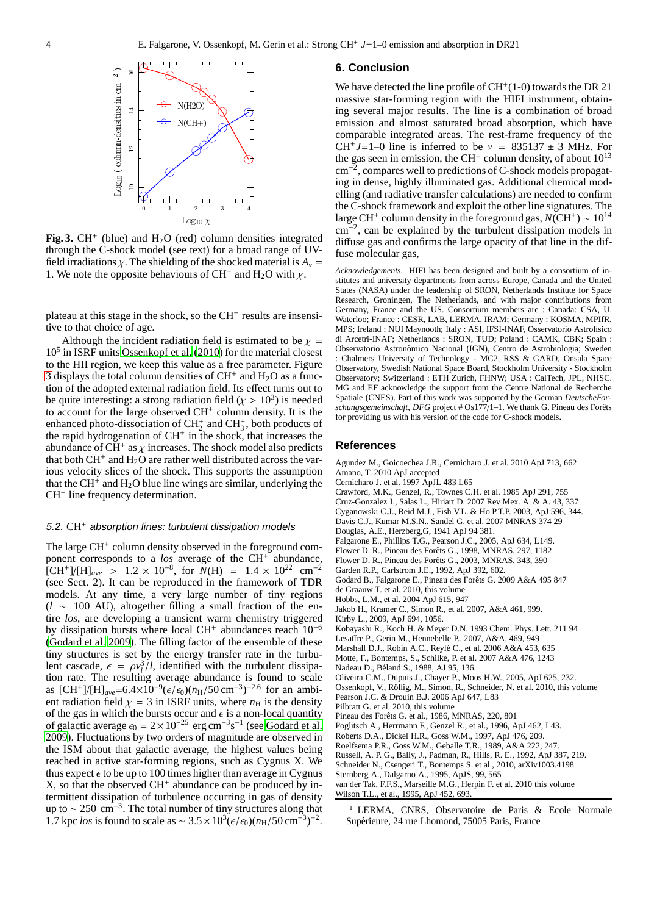**Fig. 3.** $CH^+$ (blue) and $H_2O$ (red) column densities integrated through the C-shock model (see text) for a broad range of UV-field irradiations $\chi$. The shielding of the shocked material is $A_v$ = 1. We note the opposite behaviours of $CH^+$ and $H_2O$ with $\chi$.

plateau at this stage in the shock, so the $CH^+$ results are insensitive to that choice of age.

Although the incident radiation field is estimated to be $\chi = 10^5$ in ISRF units Ossenkopf et al. (2010) for the material closest to the HII region, we keep this value as a free parameter. Figure 3 displays the total column densities of $CH^+$ and $H_2O$ as a function of the adopted external radiation field. Its effect turns out to be quite interesting: a strong radiation field ($\chi > 10^3$) is needed to account for the large observed $CH^+$ column density. It is the enhanced photo-dissociation of $CH_2^+$ and $CH_3^+$, both products of the rapid hydrogenation of $CH^+$ in the shock, that increases the abundance of $CH^+$ as $\chi$ increases. The shock model also predicts that both $CH^+$ and $H_2O$ are rather well distributed across the various velocity slices of the shock. This supports the assumption that the $CH^+$ and $H_2O$ blue line wings are similar, underlying the $CH^+$ line frequency determination.

### 5.2. $CH^+$ *absorption lines: turbulent dissipation models*

The large $CH^+$ column density observed in the foreground component corresponds to a *los* average of the $CH^+$ abundance, $[CH^+]/[H]_{ave} > 1.2 \times 10^{-8}$, for $N(H) = 1.4 \times 10^{22}$ cm$^{-2}$ (see Sect. 2). It can be reproduced in the framework of TDR models. At any time, a very large number of tiny regions ($l \sim 100$ AU), altogether filling a small fraction of the entire *los*, are developing a transient warm chemistry triggered by dissipation bursts where local $CH^+$ abundances reach $10^{-6}$ (Godard et al. 2009). The filling factor of the ensemble of these tiny structures is set by the energy transfer rate in the turbulent cascade, $\epsilon = \rho v_l^3/l$, identified with the turbulent dissipation rate. The resulting average abundance is found to scale as $[CH^+]/[H]_{ave} = 6.4\times10^{-9}(\epsilon/\epsilon_0)(n_H/50\,\mathrm{cm}^{-3})^{-2.6}$ for an ambient radiation field $\chi = 3$ in ISRF units, where $n_H$ is the density of the gas in which the bursts occur and $\epsilon$ is a non-local quantity of galactic average $\epsilon_0 = 2\times10^{-25}$ erg cm$^{-3}$s$^{-1}$ (see Godard et al. 2009). Fluctuations by two orders of magnitude are observed in the ISM about that galactic average, the highest values being reached in active star-forming regions, such as Cygnus X. We thus expect $\epsilon$ to be up to 100 times higher than average in Cygnus X, so that the observed $CH^+$ abundance can be produced by intermittent dissipation of turbulence occurring in gas of density up to $\sim 250$ cm$^{-3}$. The total number of tiny structures along that 1.7 kpc *los* is found to scale as $\sim 3.5\times10^3(\epsilon/\epsilon_0)(n_H/50\,\mathrm{cm}^{-3})^{-2}$.

## 6. Conclusion

We have detected the line profile of $CH^+$(1-0) towards the DR 21 massive star-forming region with the HIFI instrument, obtaining several major results. The line is a combination of broad emission and almost saturated broad absorption, which have comparable integrated areas. The rest-frame frequency of the $CH^+ J$=1–0 line is inferred to be $\nu$ = 835137 ± 3 MHz. For the gas seen in emission, the $CH^+$ column density, of about $10^{13}$ cm$^{-2}$, compares well to predictions of C-shock models propagating in dense, highly illuminated gas. Additional chemical modelling (and radiative transfer calculations) are needed to confirm the C-shock framework and exploit the other line signatures. The large $CH^+$ column density in the foreground gas, $N(CH^+) \sim 10^{14}$ cm$^{-2}$, can be explained by the turbulent dissipation models in diffuse gas and confirms the large opacity of that line in the diffuse molecular gas,

*Acknowledgements.* HIFI has been designed and built by a consortium of institutes and university departments from across Europe, Canada and the United States (NASA) under the leadership of SRON, Netherlands Institute for Space Research, Groningen, The Netherlands, and with major contributions from Germany, France and the US. Consortium members are : Canada: CSA, U. Waterloo; France : CESR, LAB, LERMA, IRAM; Germany : KOSMA, MPIfR, MPS; Ireland : NUI Maynooth; Italy : ASI, IFSI-INAF, Osservatorio Astrofisico di Arcetri-INAF; Netherlands : SRON, TUD; Poland : CAMK, CBK; Spain : Observatorio Astronòmico Nacional (IGN), Centro de Astrobiologia; Sweden : Chalmers University of Technology - MC2, RSS & GARD, Onsala Space Observatory, Swedish National Space Board, Stockholm University - Stockholm Observatory; Switzerland : ETH Zurich, FHNW; USA : CalTech, JPL, NHSC. MG and EF acknowledge the support from the Centre National de Recherche Spatiale (CNES). Part of this work was supported by the German *DeutscheForschungsgemeinschaft, DFG* project # Os177/1–1. We thank G. Pineau des Forêts for providing us with his version of the code for C-shock models.

## References

Agundez M., Goicoechea J.R., Cernicharo J. et al. 2010 ApJ 713, 662
Amano, T. 2010 ApJ accepted
Cernicharo J. et al. 1997 ApJL 483 L65
Crawford, M.K., Genzel, R., Townes C.H. et al. 1985 ApJ 291, 755
Cruz-Gonzalez I., Salas L., Hiriart D. 2007 Rev Mex. A. & A. 43, 337
Cyganowski C.J., Reid M.J., Fish V.L. & Ho P.T.P. 2003, ApJ 596, 344.
Davis C.J., Kumar M.S.N., Sandel G. et al. 2007 MNRAS 374 29
Douglas, A.E., Herzberg,G, 1941 ApJ 94 381.
Falgarone E., Phillips T.G., Pearson J.C., 2005, ApJ 634, L149.
Flower D. R., Pineau des Forêts G., 1998, MNRAS, 297, 1182
Flower D. R., Pineau des Forêts G., 2003, MNRAS, 343, 390
Garden R.P., Carlstrom J.E., 1992, ApJ 392, 602.
Godard B., Falgarone E., Pineau des Forêts G. 2009 A&A 495 847
de Graauw T. et al. 2010, this volume
Hobbs, L.M., et al. 2004 ApJ 615, 947
Jakob H., Kramer C., Simon R., et al. 2007, A&A 461, 999.
Kirby L., 2009, ApJ 694, 1056.
Kobayashi R., Koch H. & Meyer D.N. 1993 Chem. Phys. Lett. 211 94
Lesaffre P., Gerin M., Hennebelle P., 2007, A&A, 469, 949
Marshall D.J., Robin A.C., Reylé C., et al. 2006 A&A 453, 635
Motte, F., Bontemps, S., Schilke, P. et al. 2007 A&A 476, 1243
Nadeau D., Béland S., 1988, AJ 95, 136.
Oliveira C.M., Dupuis J., Chayer P., Moos H.W., 2005, ApJ 625, 232.
Ossenkopf, V., Röllig, M., Simon, R., Schneider, N. et al. 2010, this volume
Pearson J.C. & Drouin B.J. 2006 ApJ 647, L83
Pilbratt G. et al. 2010, this volume
Pineau des Forêts G. et al., 1986, MNRAS, 220, 801
Poglitsch A., Herrmann F., Genzel R., et al., 1996, ApJ 462, L43.
Roberts D.A., Dickel H.R., Goss W.M., 1997, ApJ 476, 209.
Roelfsema P.R., Goss W.M., Geballe T.R., 1989, A&A 222, 247.
Russell, A. P. G., Bally, J., Padman, R., Hills, R. E., 1992, ApJ 387, 219.
Schneider N., Csengeri T., Bontemps S. et al., 2010, arXiv1003.4198
Sternberg A., Dalgarno A., 1995, ApJS, 99, 565
van der Tak, F.F.S., Marseille M.G., Herpin F. et al. 2010 this volume
Wilson T.L., et al., 1995, ApJ 452, 693.

[1] LERMA, CNRS, Observatoire de Paris & Ecole Normale Supérieure, 24 rue Lhomond, 75005 Paris, France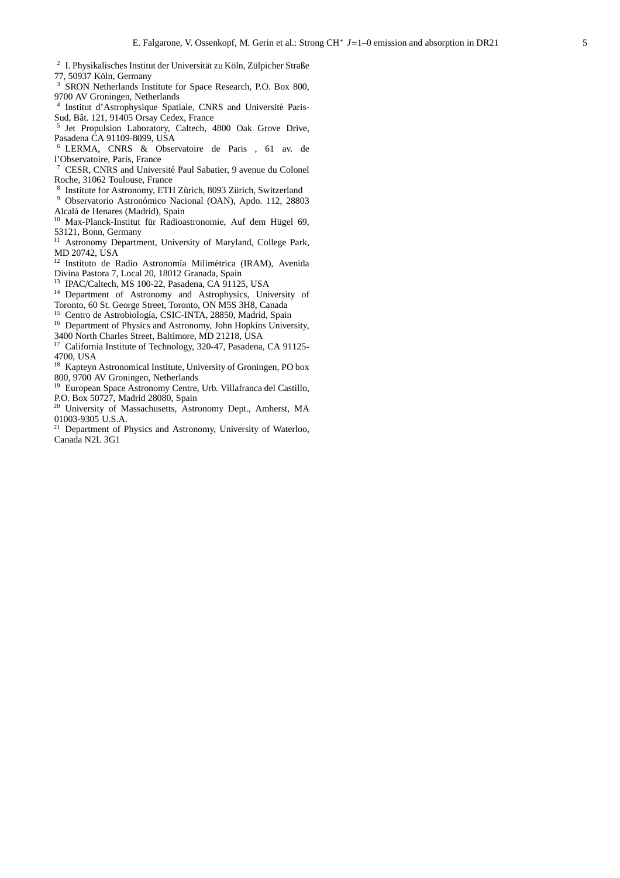[2] I. Physikalisches Institut der Universität zu Köln, Zülpicher Straße 77, 50937 Köln, Germany
[3] SRON Netherlands Institute for Space Research, P.O. Box 800, 9700 AV Groningen, Netherlands
[4] Institut d'Astrophysique Spatiale, CNRS and Université Paris-Sud, Bât. 121, 91405 Orsay Cedex, France
[5] Jet Propulsion Laboratory, Caltech, 4800 Oak Grove Drive, Pasadena CA 91109-8099, USA
[6] LERMA, CNRS & Observatoire de Paris , 61 av. de l'Observatoire, Paris, France
[7] CESR, CNRS and Université Paul Sabatier, 9 avenue du Colonel Roche, 31062 Toulouse, France
[8] Institute for Astronomy, ETH Zürich, 8093 Zürich, Switzerland
[9] Observatorio Astronómico Nacional (OAN), Apdo. 112, 28803 Alcalá de Henares (Madrid), Spain
[10] Max-Planck-Institut für Radioastronomie, Auf dem Hügel 69, 53121, Bonn, Germany
[11] Astronomy Department, University of Maryland, College Park, MD 20742, USA
[12] Instituto de Radio Astronomía Milimétrica (IRAM), Avenida Divina Pastora 7, Local 20, 18012 Granada, Spain
[13] IPAC/Caltech, MS 100-22, Pasadena, CA 91125, USA
[14] Department of Astronomy and Astrophysics, University of Toronto, 60 St. George Street, Toronto, ON M5S 3H8, Canada
[15] Centro de Astrobiología, CSIC-INTA, 28850, Madrid, Spain
[16] Department of Physics and Astronomy, John Hopkins University, 3400 North Charles Street, Baltimore, MD 21218, USA
[17] California Institute of Technology, 320-47, Pasadena, CA 91125-4700, USA
[18] Kapteyn Astronomical Institute, University of Groningen, PO box 800, 9700 AV Groningen, Netherlands
[19] European Space Astronomy Centre, Urb. Villafranca del Castillo, P.O. Box 50727, Madrid 28080, Spain
[20] University of Massachusetts, Astronomy Dept., Amherst, MA 01003-9305 U.S.A.
[21] Department of Physics and Astronomy, University of Waterloo, Canada N2L 3G1